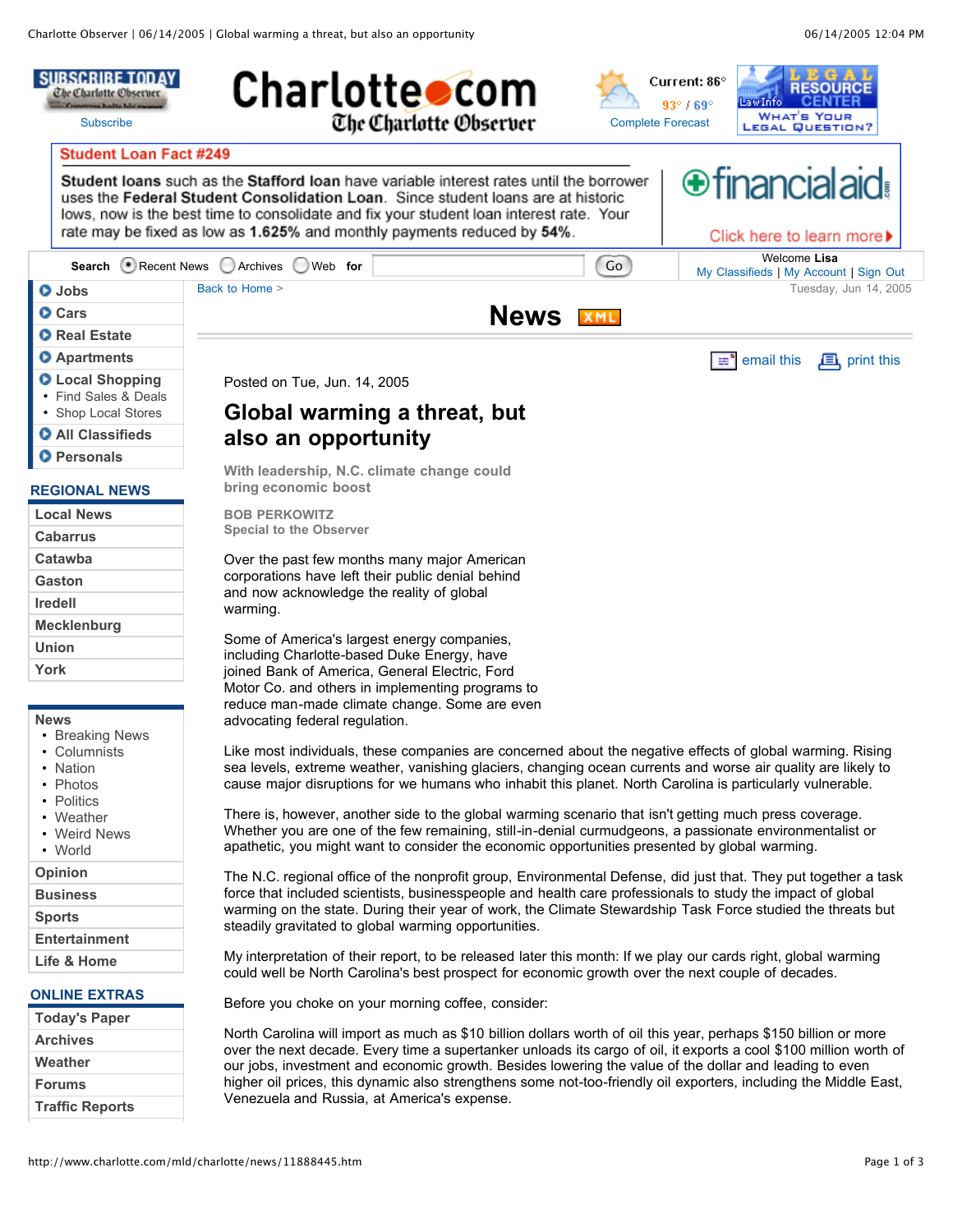Posted on Tue, Jun. 14, 2005

# Global warming a threat, but also an opportunity

**With leadership, N.C. climate change could bring economic boost**

BOB PERKOWITZ
Special to the Observer

Over the past few months many major American corporations have left their public denial behind and now acknowledge the reality of global warming.

Some of America's largest energy companies, including Charlotte-based Duke Energy, have joined Bank of America, General Electric, Ford Motor Co. and others in implementing programs to reduce man-made climate change. Some are even advocating federal regulation.

Like most individuals, these companies are concerned about the negative effects of global warming. Rising sea levels, extreme weather, vanishing glaciers, changing ocean currents and worse air quality are likely to cause major disruptions for we humans who inhabit this planet. North Carolina is particularly vulnerable.

There is, however, another side to the global warming scenario that isn't getting much press coverage. Whether you are one of the few remaining, still-in-denial curmudgeons, a passionate environmentalist or apathetic, you might want to consider the economic opportunities presented by global warming.

The N.C. regional office of the nonprofit group, Environmental Defense, did just that. They put together a task force that included scientists, businesspeople and health care professionals to study the impact of global warming on the state. During their year of work, the Climate Stewardship Task Force studied the threats but steadily gravitated to global warming opportunities.

My interpretation of their report, to be released later this month: If we play our cards right, global warming could well be North Carolina's best prospect for economic growth over the next couple of decades.

Before you choke on your morning coffee, consider:

North Carolina will import as much as $10 billion dollars worth of oil this year, perhaps $150 billion or more over the next decade. Every time a supertanker unloads its cargo of oil, it exports a cool $100 million worth of our jobs, investment and economic growth. Besides lowering the value of the dollar and leading to even higher oil prices, this dynamic also strengthens some not-too-friendly oil exporters, including the Middle East, Venezuela and Russia, at America's expense.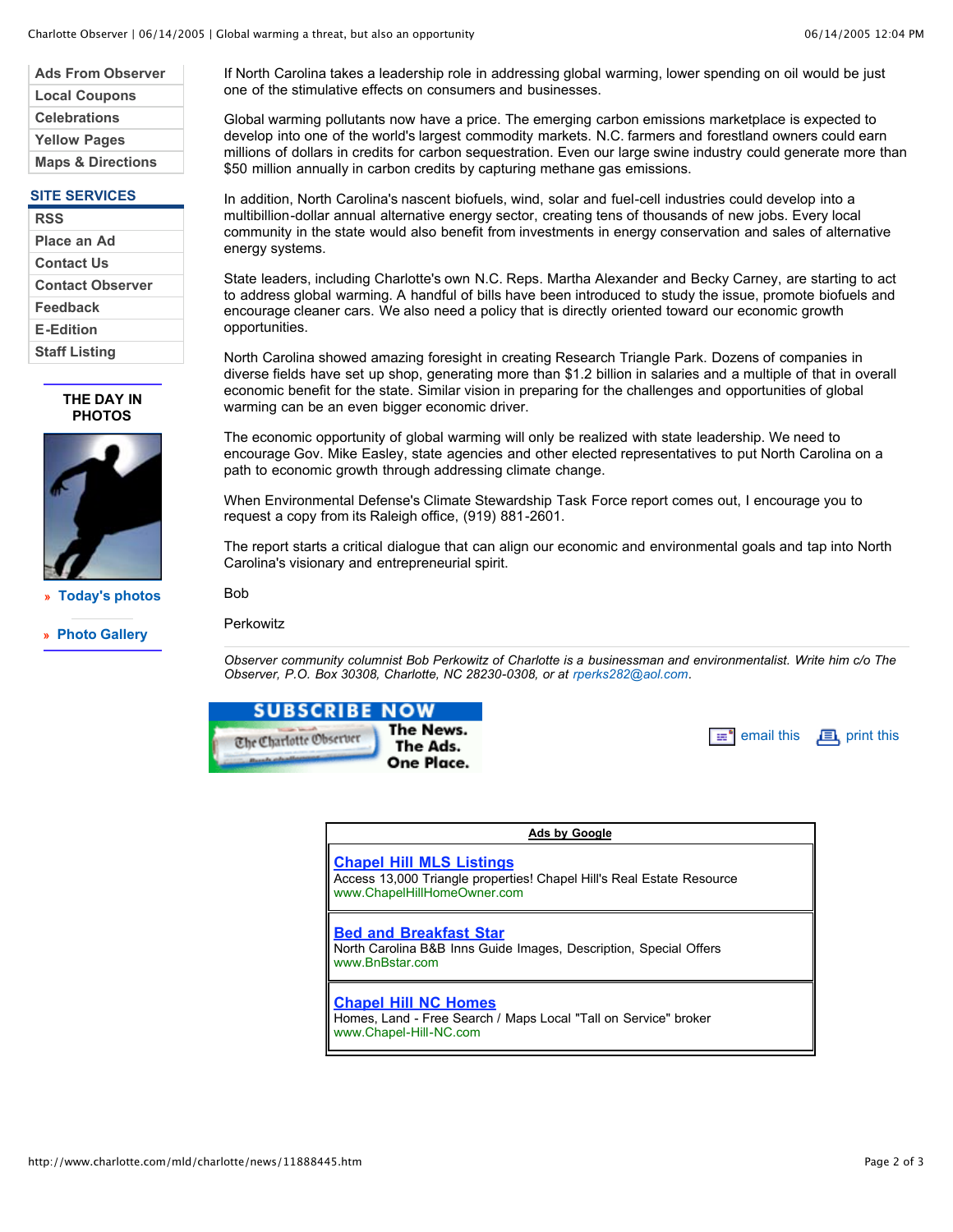If North Carolina takes a leadership role in addressing global warming, lower spending on oil would be just one of the stimulative effects on consumers and businesses.

Global warming pollutants now have a price. The emerging carbon emissions marketplace is expected to develop into one of the world's largest commodity markets. N.C. farmers and forestland owners could earn millions of dollars in credits for carbon sequestration. Even our large swine industry could generate more than $50 million annually in carbon credits by capturing methane gas emissions.

In addition, North Carolina's nascent biofuels, wind, solar and fuel-cell industries could develop into a multibillion-dollar annual alternative energy sector, creating tens of thousands of new jobs. Every local community in the state would also benefit from investments in energy conservation and sales of alternative energy systems.

State leaders, including Charlotte's own N.C. Reps. Martha Alexander and Becky Carney, are starting to act to address global warming. A handful of bills have been introduced to study the issue, promote biofuels and encourage cleaner cars. We also need a policy that is directly oriented toward our economic growth opportunities.

North Carolina showed amazing foresight in creating Research Triangle Park. Dozens of companies in diverse fields have set up shop, generating more than $1.2 billion in salaries and a multiple of that in overall economic benefit for the state. Similar vision in preparing for the challenges and opportunities of global warming can be an even bigger economic driver.

The economic opportunity of global warming will only be realized with state leadership. We need to encourage Gov. Mike Easley, state agencies and other elected representatives to put North Carolina on a path to economic growth through addressing climate change.

When Environmental Defense's Climate Stewardship Task Force report comes out, I encourage you to request a copy from its Raleigh office, (919) 881-2601.

The report starts a critical dialogue that can align our economic and environmental goals and tap into North Carolina's visionary and entrepreneurial spirit.

Bob

Perkowitz

*Observer community columnist Bob Perkowitz of Charlotte is a businessman and environmentalist. Write him c/o The Observer, P.O. Box 30308, Charlotte, NC 28230-0308, or at rperks282@aol.com.*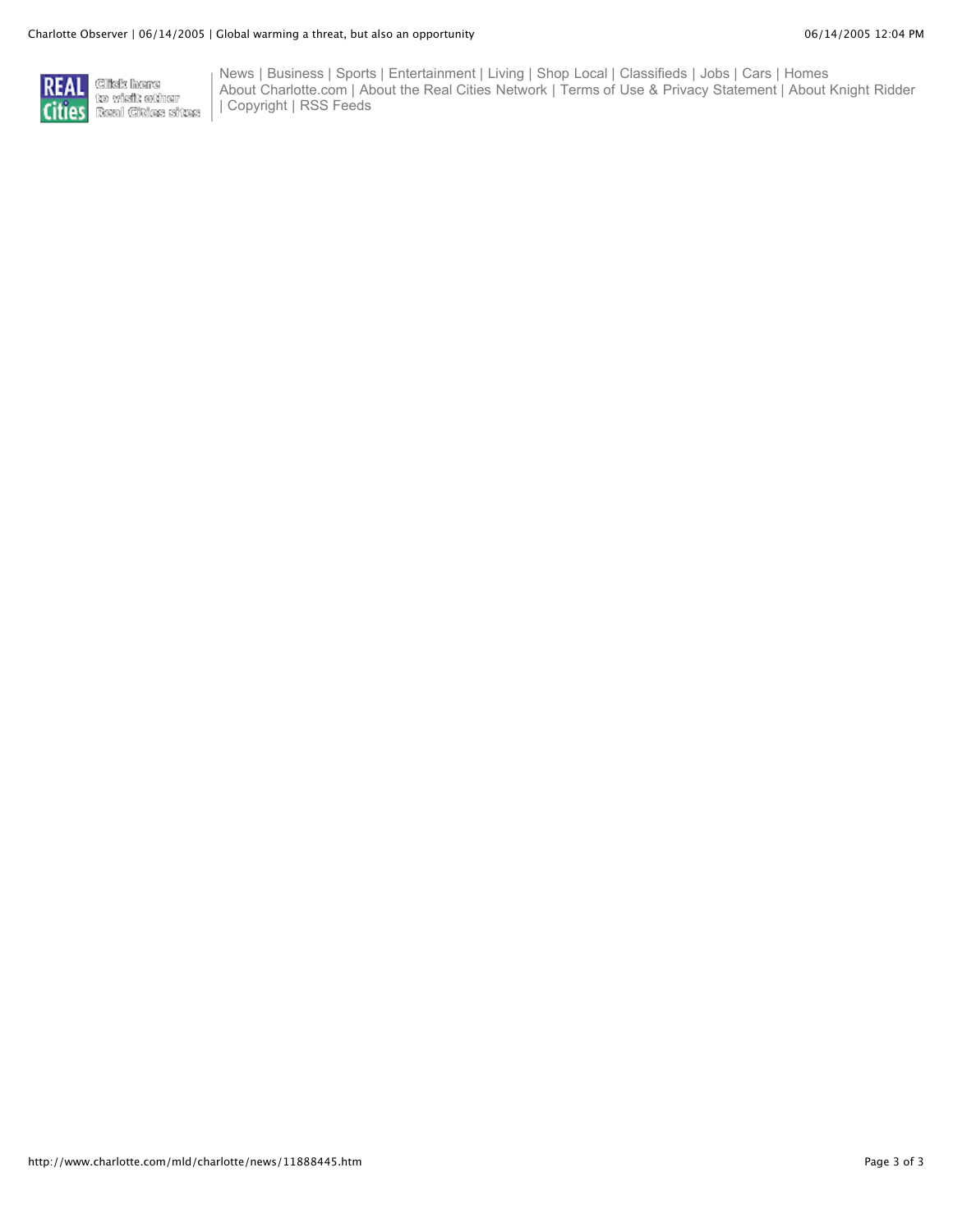Click here to visit other Real Cities sites

News | Business | Sports | Entertainment | Living | Shop Local | Classifieds | Jobs | Cars | Homes
About Charlotte.com | About the Real Cities Network | Terms of Use & Privacy Statement | About Knight Ridder | Copyright | RSS Feeds